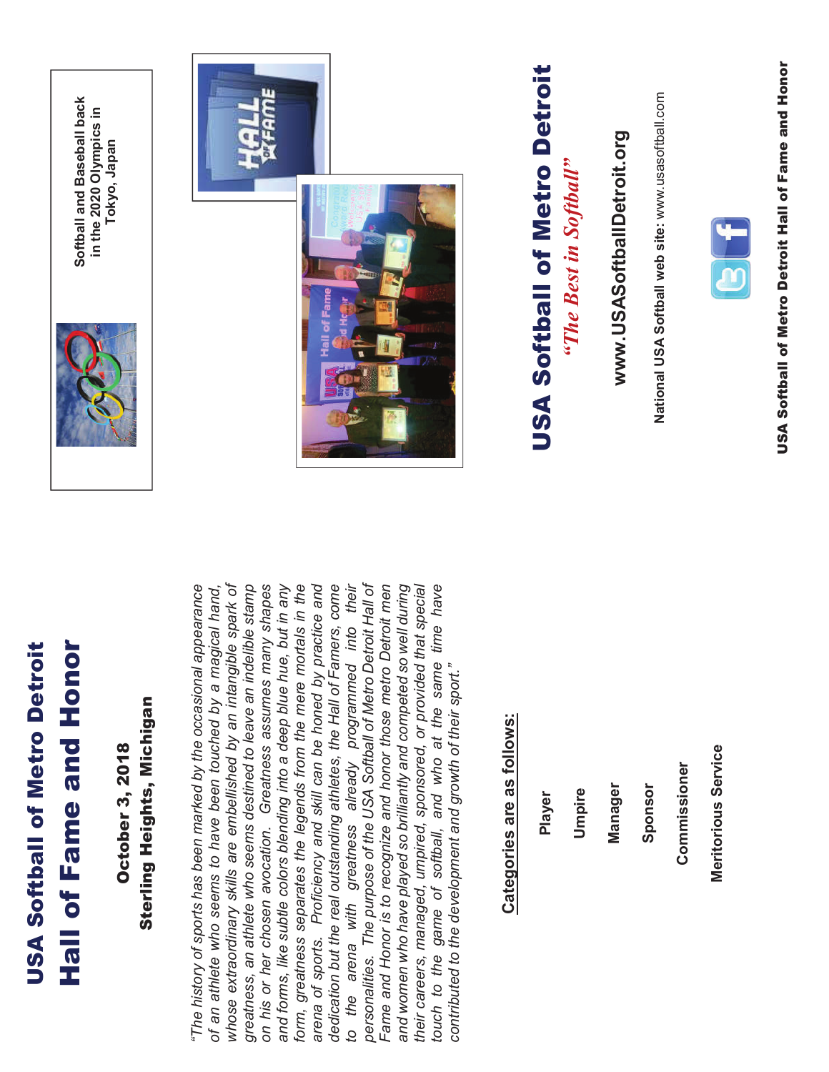# USA Softball of Metro Detroit
# Hall of Fame and Honor

**October 3, 2018**
**Sterling Heights, Michigan**

*"The history of sports has been marked by the occasional appearance of an athlete who seems to have been touched by a magical hand, whose extraordinary skills are embellished by an intangible spark of greatness, an athlete who seems destined to leave an indelible stamp on his or her chosen avocation. Greatness assumes many shapes and forms, like subtle colors blending into a deep blue hue, but in any form, greatness separates the legends from the mere mortals in the arena of sports. Proficiency and skill can be honed by practice and dedication but the real outstanding athletes, the Hall of Famers, come to the arena with greatness already programmed into their personalities. The purpose of the USA Softball of Metro Detroit Hall of Fame and Honor is to recognize and honor those metro Detroit men and women who have played so brilliantly and competed so well during their careers, managed, umpired, sponsored, or provided that special touch to the game of softball, and who at the same time have contributed to the development and growth of their sport."*

**Categories are as follows:**

- **Player**
- **Umpire**
- **Manager**
- **Sponsor**
- **Commissioner**
- **Meritorious Service**

**Softball and Baseball back in the 2020 Olympics in Tokyo, Japan**

# USA Softball of Metro Detroit

*"The Best in Softball"*

**www.USASoftballDetroit.org**

**National USA Softball web site:** www.usasoftball.com

**USA Softball of Metro Detroit Hall of Fame and Honor**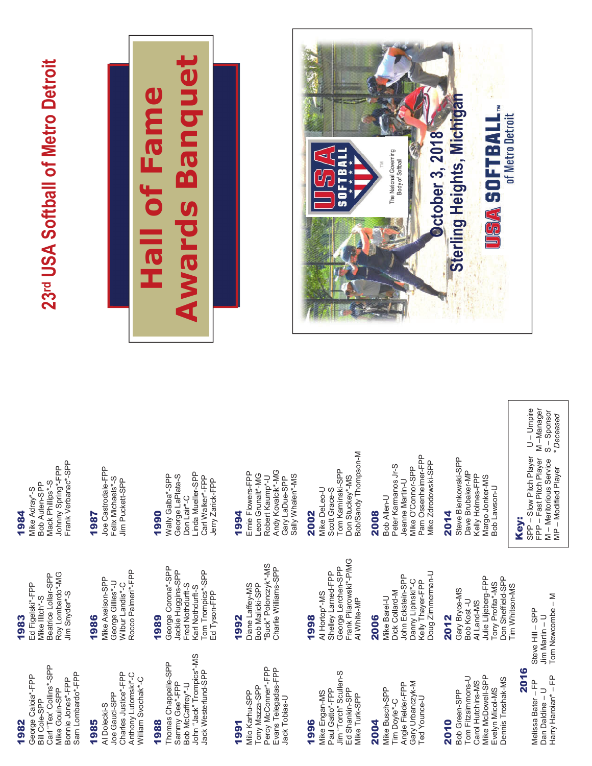# 23rd USA Softball of Metro Detroit

# Hall of Fame Awards Banquet

USA SOFTBALL™ The National Governing Body of Softball

**October 3, 2018**
**Sterling Heights, Michigan**

USA SOFTBALL™ of Metro Detroit

### 1982
George Caloia*-FPP
Bill Cole-SPP
Carl "Tex' Collins*-SPP
Mike Gouin-SPP
Bonnie Jones*-FPP
Sam Lombardo*-FPP

### 1983
Ed Figelski*-FPP
Mike Illitch*-S
Beatrice Lollar-SPP
Roy Lombardo*-MG
Jim Snyder*-S

### 1984
Mike Adray*-S
Bob Auten-SPP
Mack Phillips*-S
Johnny Spring*-FPP
Frank Verbanac*-SPP

### 1985
Al Dolecki-S
Joe Gauci-SPP
Charles Justice*-FPP
Anthony Lutomski*-C
William Svochak*-C

### 1986
Mike Axelson-SPP
George Gillies*-U
Wilbur Landis*-C
Rocco Palmeri*-FPP

### 1987
Joe Castrodale-FPP
Felix Michaels*-S
Jim Puckett-SPP

### 1988
Thomas Chappelle-SPP
Sammy Gee*-FPP
Bob McCaffrey*-U
John "Jack" Trompics*-MS
Jack Westerlund-SPP

### 1989
George Corona*-SPP
Jackie Huggins-SPP
Fred Nothdurft-S
Karl Nothdurft-S
Tom Trompics*-SPP
Ed Tyson-FPP

### 1990
Wally Galba*-SPP
George LaPlata-S
Don Lair*-C
Linda Mueller-SPP
Carl Walker*-FPP
Jerry Zarick-FPP

### 1991
Milo Karhu-SPP
Tony Mazza-SPP
Percy McConner*-FPP
Evans Telegadas-FPP
Jack Tobias-U

### 1992
Diane Laffey-MS
Bob Malicki-SPP
"Buck" Polonczyk*-MS
Charlie Williams-SPP

### 1994
Ernie Flowers-FPP
Leon Grunalt*-MG
Robert Kaump*-U
Andy Kovalcik*-MG
Gary LaDue-SPP
Sally Whalen*-MS

### 1996
Mike Engan-MS
Paul Gatto*-FPP
Jim "Torch" Scullen-S
Ed Shankin-SPP
Mike Turk-SPP

### 1998
Al Hortop*-MS
Shelley Larned-FPP
George Lerchen-SPP
Frank Pilarowski*-P/MG
Al White-MP

### 2002
Mike DeLeo-U
Scott Grace-S
Tom Kaminski-SPP
Don Stuckey*-MS
Bob/Sandy Thompson-M

### 2004
Mike Busch-SPP
Tim Doyle*-C
Angie Fielder-FPP
Gary Urbanczyk-M
Ted Younce-U

### 2006
Mike Barel-U
Dick Collard-M
John Eckstein-SPP
Danny Lipinski*-C
Kelly Thayer-FPP
Doug Zimmerman-U

### 2008
Bob Allen-U
Peter Karmanos Jr-S
Jeanne Martin-U
Mike O'Connor-SPP
Pam Ossenheimer-FPP
Mike Zdrodowski-SPP

### 2010
Bob Green-SPP
Tom Fitzsimmons-U
Carol Hutchins-MS
Mike McDowell-SPP
Evelyn Micol-MS
Dennis Troshak-MS

### 2012
Gary Bryce-MS
Bob Kost -U
Al Land-MS
Julie Liljeberg-FPP
Tony Proffia*-MS
Don Sheffield-SPP
Tim Whitson-MS

### 2014
Steve Bienkowski-SPP
Dave Brubaker-MP
Kelly Holmes-FPP
Margo Jonker-MS
Bob Lawson-U

### 2016
Melissa Bater – FP
Dan Daldine – U
Harry Haroian* – FP
Steve Hill – SPP
Jim Martin – U
Tom Newcombe – M

**Key:**
SPP – Slow Pitch Player
FPP – Fast Pitch Player
M – Meritorious Service
MP – Modified Player
U – Umpire
M –Manager
S – Sponsor
*\* Deceased*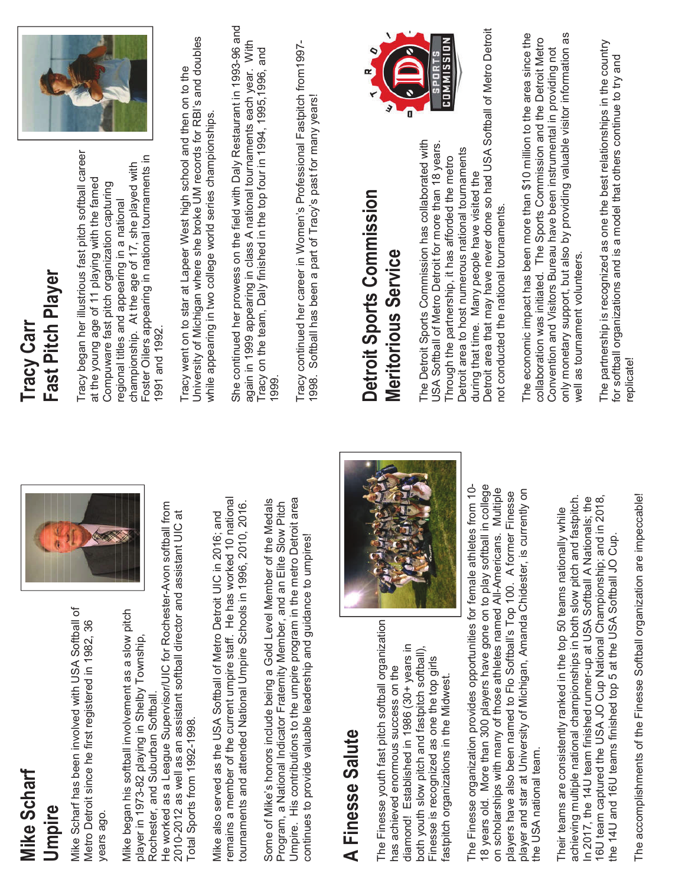## Mike Scharf
## Umpire

Mike Scharf has been involved with USA Softball of Metro Detroit since he first registered in 1982, 36 years ago.

Mike began his softball involvement as a slow pitch player in 1973-82 playing in Shelby Township, Rochester, and Suburban Softball.
He worked as a League Supervisor/UIC for Rochester-Avon softball from 2010-2012 as well as an assistant softball director and assistant UIC at Total Sports from 1992-1998.

Mike also served as the USA Softball of Metro Detroit UIC in 2016; and remains a member of the current umpire staff. He has worked 10 national tournaments and attended National Umpire Schools in 1996, 2010, 2016.

Some of Mike's honors include being a Gold Level Member of the Medals Program, a National Indicator Fraternity Member, and an Elite Slow Pitch Umpire. His contributions to the umpire program in the metro Detroit area continues to provide valuable leadership and guidance to umpires!

## A Finesse Salute

The Finesse youth fast pitch softball organization has achieved enormous success on the diamond! Established in 1986 (30+ years in both youth slow pitch and fastpitch softball), Finesse is recognized as one the top girls fastpitch organizations in the Midwest.

The Finesse organization provides opportunities for female athletes from 10-18 years old. More than 300 players have gone on to play softball in college on scholarships with many of those athletes named All-Americans. Multiple players have also been named to Flo Softball's Top 100. A former Finesse player and star at University of Michigan, Amanda Chidester, is currently on the USA national team.

Their teams are consistently ranked in the top 50 teams nationally while achieving multiple national championships in both slow pitch and fastpitch. In 2017, the 14U team finished runner-up at USA Softball A Nationals; the 16U team captured the USA JO Cup National Championship; and in 2018, the 14U and 16U teams finished top 5 at the USA Softball JO Cup.

The accomplishments of the Finesse Softball organization are impeccable!

## Tracy Carr
## Fast Pitch Player

Tracy began her illustrious fast pitch softball career at the young age of 11 playing with the famed Compuware fast pitch organization capturing regional titles and appearing in a national championship. At the age of 17, she played with Foster Oilers appearing in national tournaments in 1991 and 1992.

Tracy went on to star at Lapeer West high school and then on to the University of Michigan where she broke UM records for RBI's and doubles while appearing in two college world series championships.

She continued her prowess on the field with Daly Restaurant in 1993-96 and again in 1999 appearing in class A national tournaments each year. With Tracy on the team, Daly finished in the top four in 1994, 1995,1996, and 1999.

Tracy continued her career in Women's Professional Fastpitch from1997-1998. Softball has been a part of Tracy's past for many years!

## Detroit Sports Commission
## Meritorious Service

The Detroit Sports Commission has collaborated with USA Softball of Metro Detroit for more than 18 years. Through the partnership, it has afforded the metro Detroit area to host numerous national tournaments during that time. Many people have visited the Detroit area that may have never done so had USA Softball of Metro Detroit not conducted the national tournaments.

The economic impact has been more than $10 million to the area since the collaboration was initiated. The Sports Commission and the Detroit Metro Convention and Visitors Bureau have been instrumental in providing not only monetary support, but also by providing valuable visitor information as well as tournament volunteers.

The partnership is recognized as one the best relationships in the country for softball organizations and is a model that others continue to try and replicate!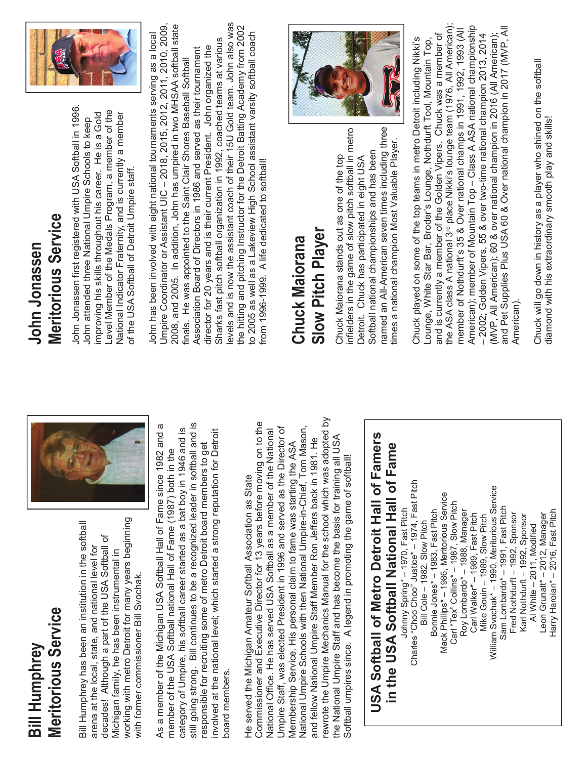# Bill Humphrey
## Meritorious Service

Bill Humphrey has been an institution in the softball arena at the local, state, and national level for decades! Although a part of the USA Softball of Michigan family, he has been instrumental in working with metro Detroit for many years beginning with former commissioner Bill Svochak.

As a member of the Michigan USA Softball Hall of Fame since 1982 and a member of the USA Softball national Hall of Fame (1987) both in the category of Umpire, his softball career started as a bat boy in 1946 and is still going strong. Bill continues to be a recognized leader in softball and is responsible for recruiting some of metro Detroit board members to get involved at the national level; which started a strong reputation for Detroit board members.

He served the Michigan Amateur Softball Association as State Commissioner and Executive Director for 13 years before moving on to the National Office. He has served USA Softball as a member of the National Umpire Staff, was elected President in 1996 and served as the Director of Membership Service. His personal claim to fame was starting the ASA National Umpire Schools with then National Umpire-in-Chief, Tom Mason, and fellow National Umpire Staff Member Ron Jeffers back in 1981. He rewrote the Umpire Mechanics Manual for the school which was adopted by the National Umpire Staff and has become the basis for training all USA Softball umpires since. A legend in promoting the game of softball!

## USA Softball of Metro Detroit Hall of Famers in the USA Softball National Hall of Fame

Johnny Spring* – 1970, Fast Pitch
Charles "Choo Choo" Justice* – 1974, Fast Pitch
Bill Cole – 1982, Slow Pitch
Bonnie Jones* – 1983, Fast Pitch
Mack Phillips* – 1986, Meritorious Service
Carl "Tex" Collins* – 1987, Slow Pitch
Roy Lombardo* – 1988, Manager
Carl Walker* – 1989, Fast Pitch
Mike Gouin – 1989, Slow Pitch
William Svochak* – 1990, Meritorious Service
Sam Lombardo* – 1991, Fast Pitch
Fred Nothdurft – 1992, Sponsor
Karl Nothdurft – 1992, Sponsor
Al White – 2011, Modified
Leon Grunalt* – 2012, Manager
Harry Haroian* – 2016, Fast Pitch

# John Jonassen
## Meritorious Service

John Jonassen first registered with USA Softball in 1996. John attended three National Umpire Schools to keep improving his skills throughout his career. He is a Gold Level Member of the Medals Program, a member of the National Indicator Fraternity, and is currently a member of the USA Softball of Detroit Umpire staff.

John has been involved with eight national tournaments serving as a local Umpire Coordinator or Assistant UIC – 2018, 2015, 2012, 2011, 2010, 2009, 2008, and 2005. In addition, John has umpired in two MHSAA softball state finals. He was appointed to the Saint Clair Shores Baseball Softball Association Board of Directors in 1986 and served as their tournament director for 20 years and is their current President. John organized the Sharks fast pitch softball organization in 1992, coached teams at various levels and is now the assistant coach of their 15U Gold team. John also was the hitting and pitching Instructor for the Detroit Batting Academy from 2002 to 2005 as well as a Lakeview High School assistant varsity softball coach from 1996-1999. A life dedicated to softball!

# Chuck Maiorana
## Slow Pitch Player

Chuck Maiorana stands out as one of the top infielders in the game of slow pitch softball in metro Detroit. Chuck has participated in eight USA Softball national championships and has been named an All-American seven times including three times a national champion Most Valuable Player.

Chuck played on some of the top teams in metro Detroit including Nikki's Lounge, White Star Bar, Broder's Lounge, Nothdurft Tool, Mountain Top, and is currently a member of the Golden Vipers. Chuck was a member of the ASA class A national 3rd place Nikki's lounge team (1976, All American); member of Nothdurft's 35 & Over national champs in 1991, 1992, 1993 (All American); member of Mountain Top – Class A ASA national championship – 2002; Golden Vipers, 55 & over two-time national champion 2013, 2014 (MVP, All American); 60 & over national champion in 2016 (All American); and Pet Supplies Plus USA 60 & Over national champion in 2017 (MVP, All American).

Chuck will go down in history as a player who shined on the softball diamond with his extraordinary smooth play and skills!